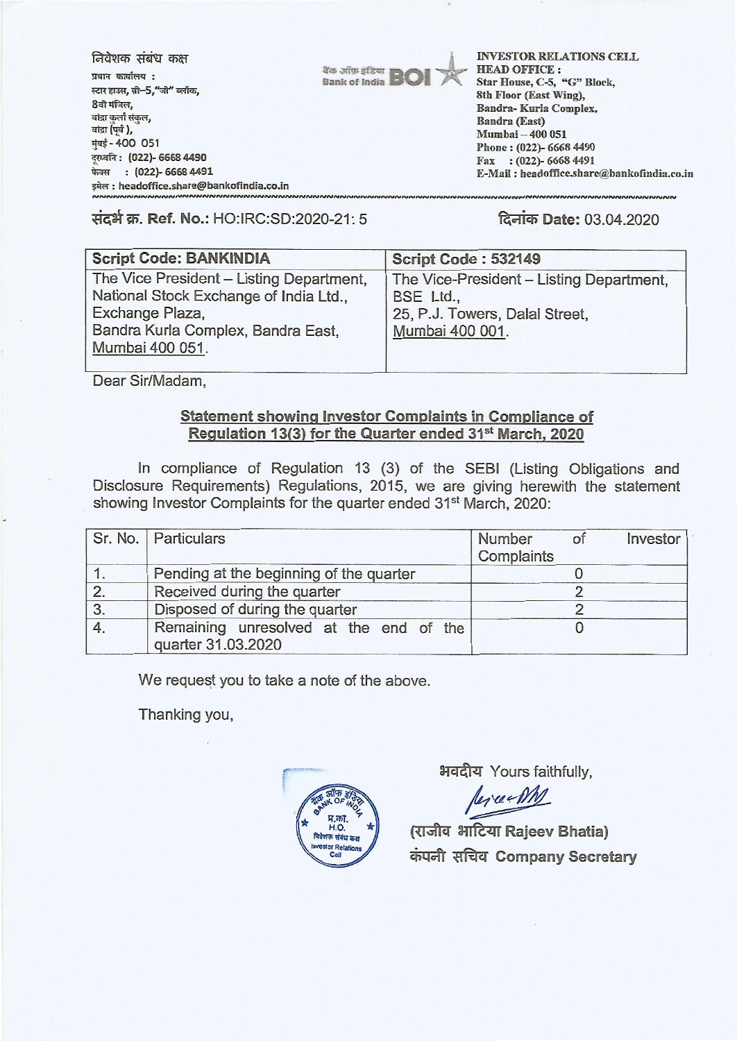निवेशक संबंध कक्ष
प्रधान कार्यालय :
स्टार हाउस, सी–5,"जी" ब्लॉक,
8वी मंजिल,
बांद्रा कुर्ला संकुल,
बांद्रा (पूर्व ),
मुंबई - 400 051
दूरध्वनि : (022)- 6668 4490
फैक्स : (022)- 6668 4491
इमेल : headoffice.share@bankofindia.co.in

बैंक ऑफ इंडिया Bank of India BOI

INVESTOR RELATIONS CELL
HEAD OFFICE :
Star House, C-5, "G" Block,
8th Floor (East Wing),
Bandra- Kurla Complex,
Bandra (East)
Mumbai – 400 051
Phone : (022)- 6668 4490
Fax : (022)- 6668 4491
E-Mail : headoffice.share@bankofindia.co.in

**संदर्भ क्र. Ref. No.:** HO:IRC:SD:2020-21: 5

**दिनांक Date:** 03.04.2020

| Script Code: BANKINDIA | Script Code : 532149 |
|---|---|
| The Vice President – Listing Department, National Stock Exchange of India Ltd., Exchange Plaza, Bandra Kurla Complex, Bandra East, Mumbai 400 051. | The Vice-President – Listing Department, BSE Ltd., 25, P.J. Towers, Dalal Street, Mumbai 400 001. |

Dear Sir/Madam,

**Statement showing Investor Complaints in Compliance of Regulation 13(3) for the Quarter ended 31st March, 2020**

In compliance of Regulation 13 (3) of the SEBI (Listing Obligations and Disclosure Requirements) Regulations, 2015, we are giving herewith the statement showing Investor Complaints for the quarter ended 31st March, 2020:

| Sr. No. | Particulars | Number of Investor Complaints |
|---|---|---|
| 1. | Pending at the beginning of the quarter | 0 |
| 2. | Received during the quarter | 2 |
| 3. | Disposed of during the quarter | 2 |
| 4. | Remaining unresolved at the end of the quarter 31.03.2020 | 0 |

We request you to take a note of the above.

Thanking you,

भवदीय Yours faithfully,

(राजीव भाटिया Rajeev Bhatia)
कंपनी सचिव Company Secretary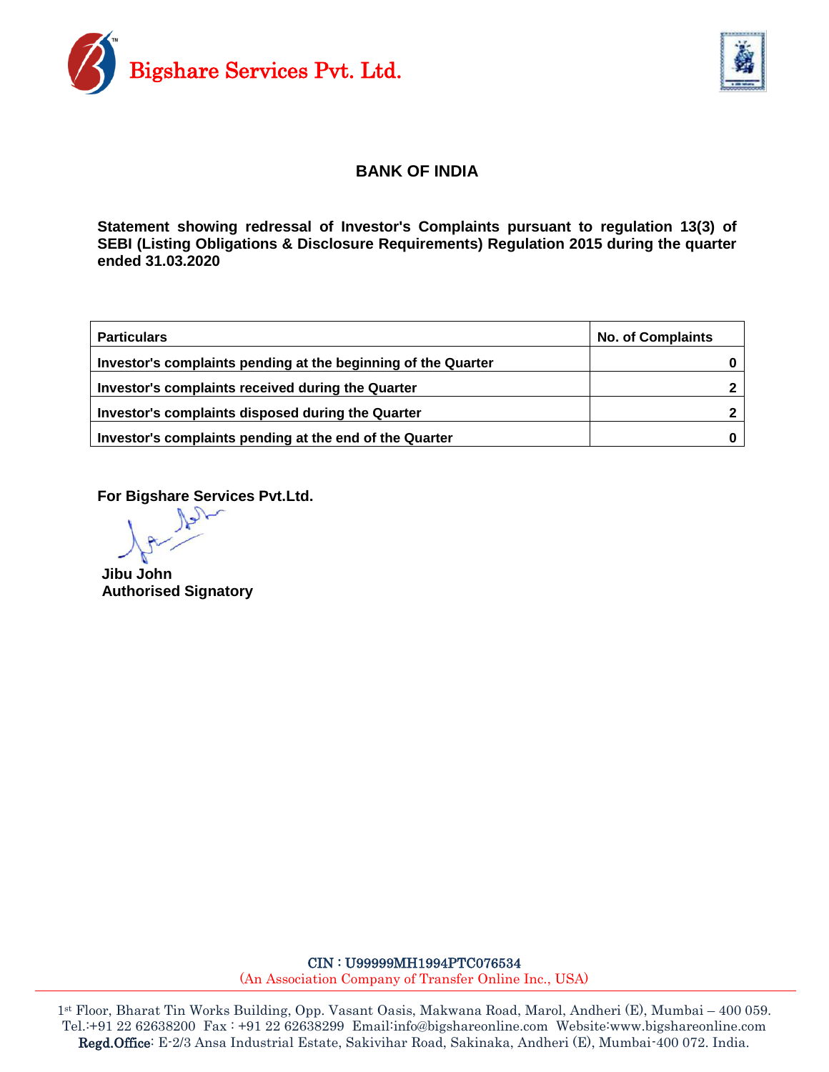Bigshare Services Pvt. Ltd.

# BANK OF INDIA

**Statement showing redressal of Investor's Complaints pursuant to regulation 13(3) of SEBI (Listing Obligations & Disclosure Requirements) Regulation 2015 during the quarter ended 31.03.2020**

| Particulars | No. of Complaints |
|---|---|
| Investor's complaints pending at the beginning of the Quarter | 0 |
| Investor's complaints received during the Quarter | 2 |
| Investor's complaints disposed during the Quarter | 2 |
| Investor's complaints pending at the end of the Quarter | 0 |

**For Bigshare Services Pvt.Ltd.**

**Jibu John**
**Authorised Signatory**

CIN : U99999MH1994PTC076534
(An Association Company of Transfer Online Inc., USA)

1st Floor, Bharat Tin Works Building, Opp. Vasant Oasis, Makwana Road, Marol, Andheri (E), Mumbai – 400 059.
Tel.:+91 22 62638200 Fax : +91 22 62638299 Email:info@bigshareonline.com Website:www.bigshareonline.com
Regd.Office: E-2/3 Ansa Industrial Estate, Sakivihar Road, Sakinaka, Andheri (E), Mumbai-400 072. India.